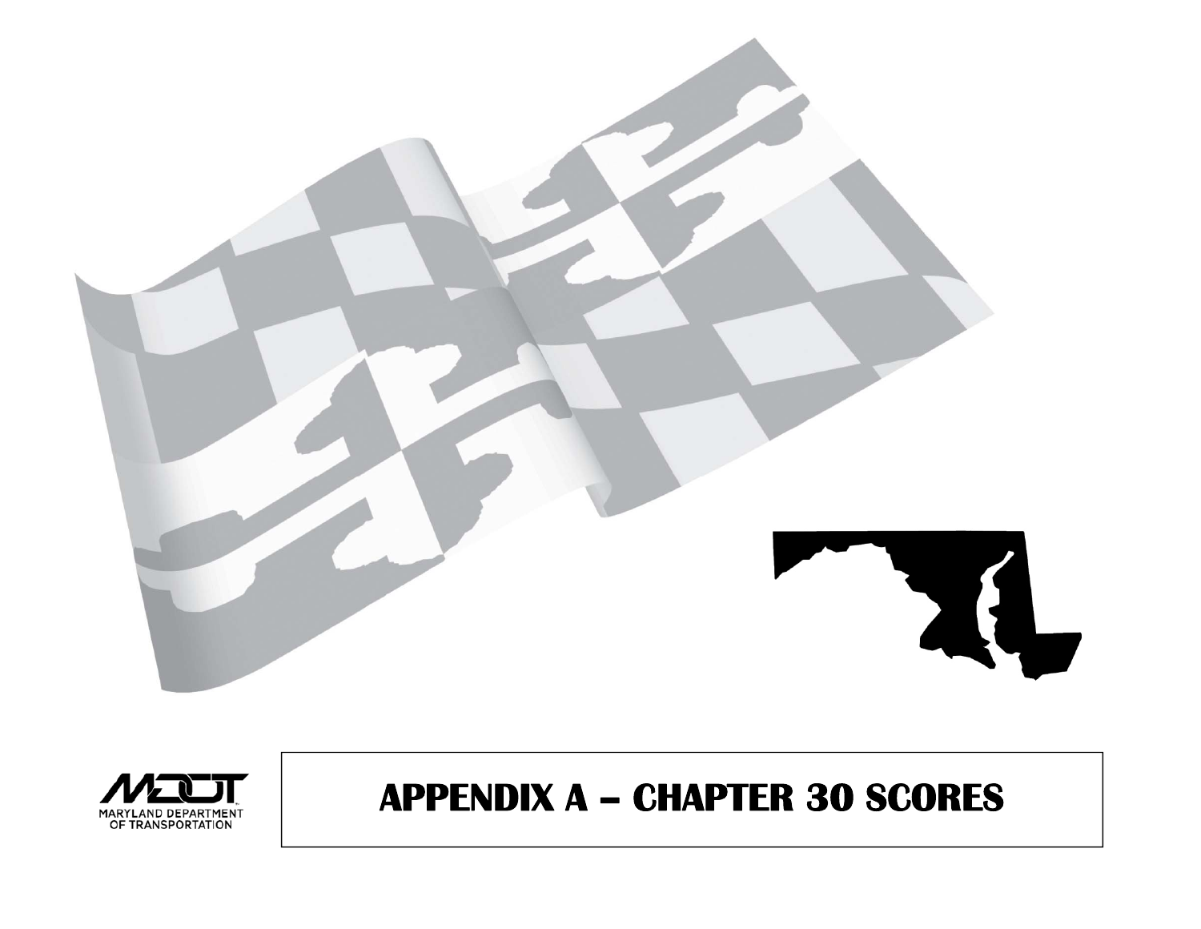MARYLAND DEPARTMENT OF TRANSPORTATION

# APPENDIX A – CHAPTER 30 SCORES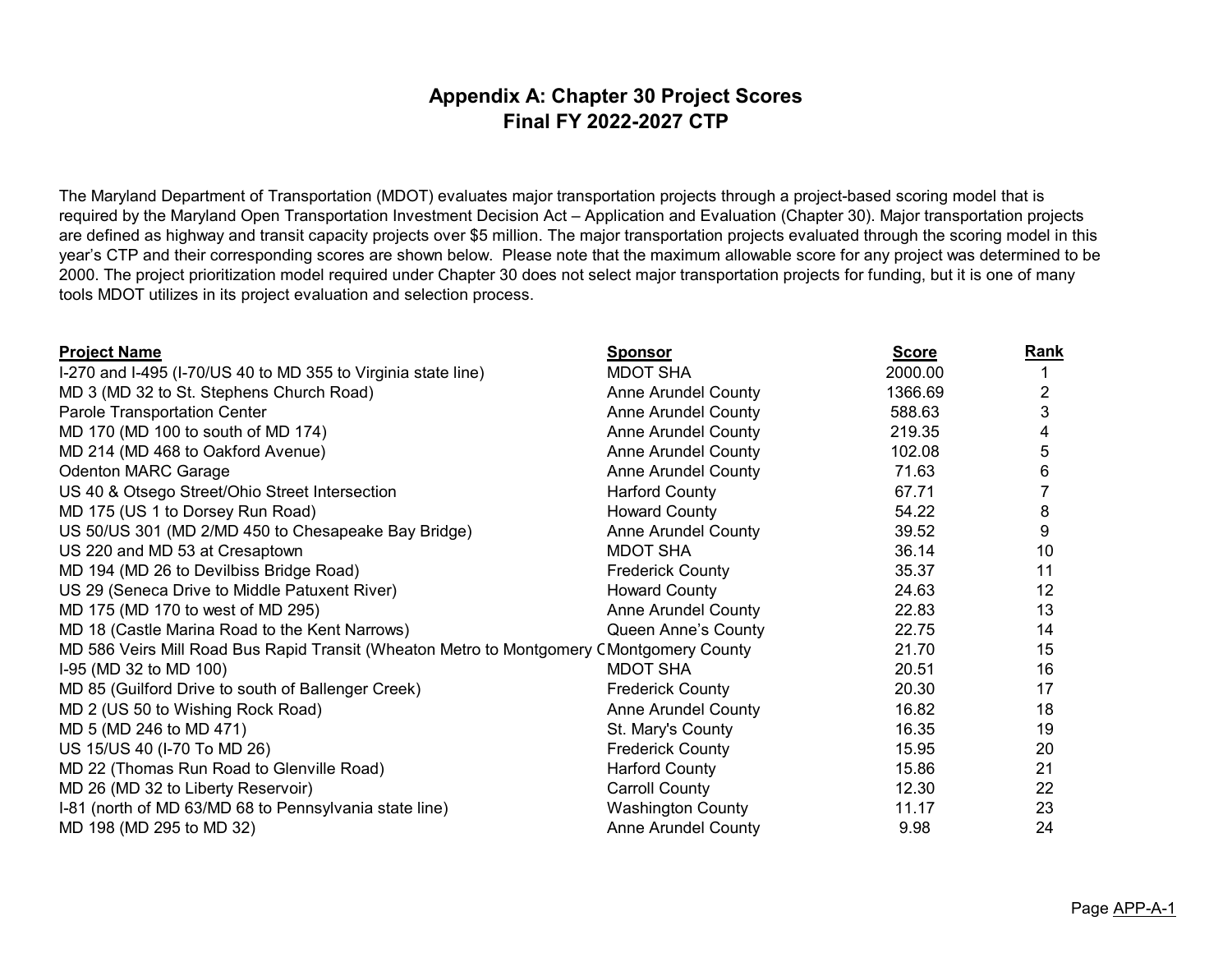# Appendix A: Chapter 30 Project Scores
## Final FY 2022-2027 CTP

The Maryland Department of Transportation (MDOT) evaluates major transportation projects through a project-based scoring model that is required by the Maryland Open Transportation Investment Decision Act – Application and Evaluation (Chapter 30). Major transportation projects are defined as highway and transit capacity projects over $5 million. The major transportation projects evaluated through the scoring model in this year's CTP and their corresponding scores are shown below. Please note that the maximum allowable score for any project was determined to be 2000. The project prioritization model required under Chapter 30 does not select major transportation projects for funding, but it is one of many tools MDOT utilizes in its project evaluation and selection process.

| Project Name | Sponsor | Score | Rank |
|---|---|---|---|
| I-270 and I-495 (I-70/US 40 to MD 355 to Virginia state line) | MDOT SHA | 2000.00 | 1 |
| MD 3 (MD 32 to St. Stephens Church Road) | Anne Arundel County | 1366.69 | 2 |
| Parole Transportation Center | Anne Arundel County | 588.63 | 3 |
| MD 170 (MD 100 to south of MD 174) | Anne Arundel County | 219.35 | 4 |
| MD 214 (MD 468 to Oakford Avenue) | Anne Arundel County | 102.08 | 5 |
| Odenton MARC Garage | Anne Arundel County | 71.63 | 6 |
| US 40 & Otsego Street/Ohio Street Intersection | Harford County | 67.71 | 7 |
| MD 175 (US 1 to Dorsey Run Road) | Howard County | 54.22 | 8 |
| US 50/US 301 (MD 2/MD 450 to Chesapeake Bay Bridge) | Anne Arundel County | 39.52 | 9 |
| US 220 and MD 53 at Cresaptown | MDOT SHA | 36.14 | 10 |
| MD 194 (MD 26 to Devilbiss Bridge Road) | Frederick County | 35.37 | 11 |
| US 29 (Seneca Drive to Middle Patuxent River) | Howard County | 24.63 | 12 |
| MD 175 (MD 170 to west of MD 295) | Anne Arundel County | 22.83 | 13 |
| MD 18 (Castle Marina Road to the Kent Narrows) | Queen Anne's County | 22.75 | 14 |
| MD 586 Veirs Mill Road Bus Rapid Transit (Wheaton Metro to Montgomery C | Montgomery County | 21.70 | 15 |
| I-95 (MD 32 to MD 100) | MDOT SHA | 20.51 | 16 |
| MD 85 (Guilford Drive to south of Ballenger Creek) | Frederick County | 20.30 | 17 |
| MD 2 (US 50 to Wishing Rock Road) | Anne Arundel County | 16.82 | 18 |
| MD 5 (MD 246 to MD 471) | St. Mary's County | 16.35 | 19 |
| US 15/US 40 (I-70 To MD 26) | Frederick County | 15.95 | 20 |
| MD 22 (Thomas Run Road to Glenville Road) | Harford County | 15.86 | 21 |
| MD 26 (MD 32 to Liberty Reservoir) | Carroll County | 12.30 | 22 |
| I-81 (north of MD 63/MD 68 to Pennsylvania state line) | Washington County | 11.17 | 23 |
| MD 198 (MD 295 to MD 32) | Anne Arundel County | 9.98 | 24 |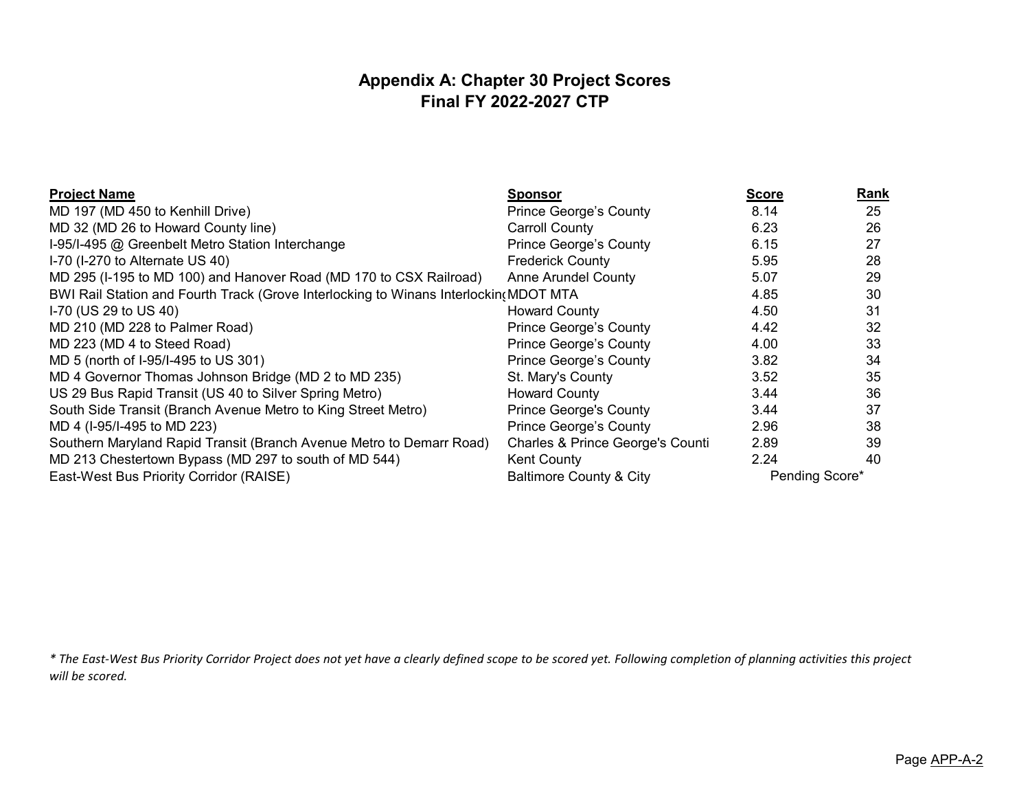## Appendix A: Chapter 30 Project Scores
## Final FY 2022-2027 CTP

| Project Name | Sponsor | Score | Rank |
|---|---|---|---|
| MD 197 (MD 450 to Kenhill Drive) | Prince George's County | 8.14 | 25 |
| MD 32 (MD 26 to Howard County line) | Carroll County | 6.23 | 26 |
| I-95/I-495 @ Greenbelt Metro Station Interchange | Prince George's County | 6.15 | 27 |
| I-70 (I-270 to Alternate US 40) | Frederick County | 5.95 | 28 |
| MD 295 (I-195 to MD 100) and Hanover Road (MD 170 to CSX Railroad) | Anne Arundel County | 5.07 | 29 |
| BWI Rail Station and Fourth Track (Grove Interlocking to Winans Interlocking | MDOT MTA | 4.85 | 30 |
| I-70 (US 29 to US 40) | Howard County | 4.50 | 31 |
| MD 210 (MD 228 to Palmer Road) | Prince George's County | 4.42 | 32 |
| MD 223 (MD 4 to Steed Road) | Prince George's County | 4.00 | 33 |
| MD 5 (north of I-95/I-495 to US 301) | Prince George's County | 3.82 | 34 |
| MD 4 Governor Thomas Johnson Bridge (MD 2 to MD 235) | St. Mary's County | 3.52 | 35 |
| US 29 Bus Rapid Transit (US 40 to Silver Spring Metro) | Howard County | 3.44 | 36 |
| South Side Transit (Branch Avenue Metro to King Street Metro) | Prince George's County | 3.44 | 37 |
| MD 4 (I-95/I-495 to MD 223) | Prince George's County | 2.96 | 38 |
| Southern Maryland Rapid Transit (Branch Avenue Metro to Demarr Road) | Charles & Prince George's Counti | 2.89 | 39 |
| MD 213 Chestertown Bypass (MD 297 to south of MD 544) | Kent County | 2.24 | 40 |
| East-West Bus Priority Corridor (RAISE) | Baltimore County & City | Pending Score* | |

*\* The East-West Bus Priority Corridor Project does not yet have a clearly defined scope to be scored yet. Following completion of planning activities this project will be scored.*